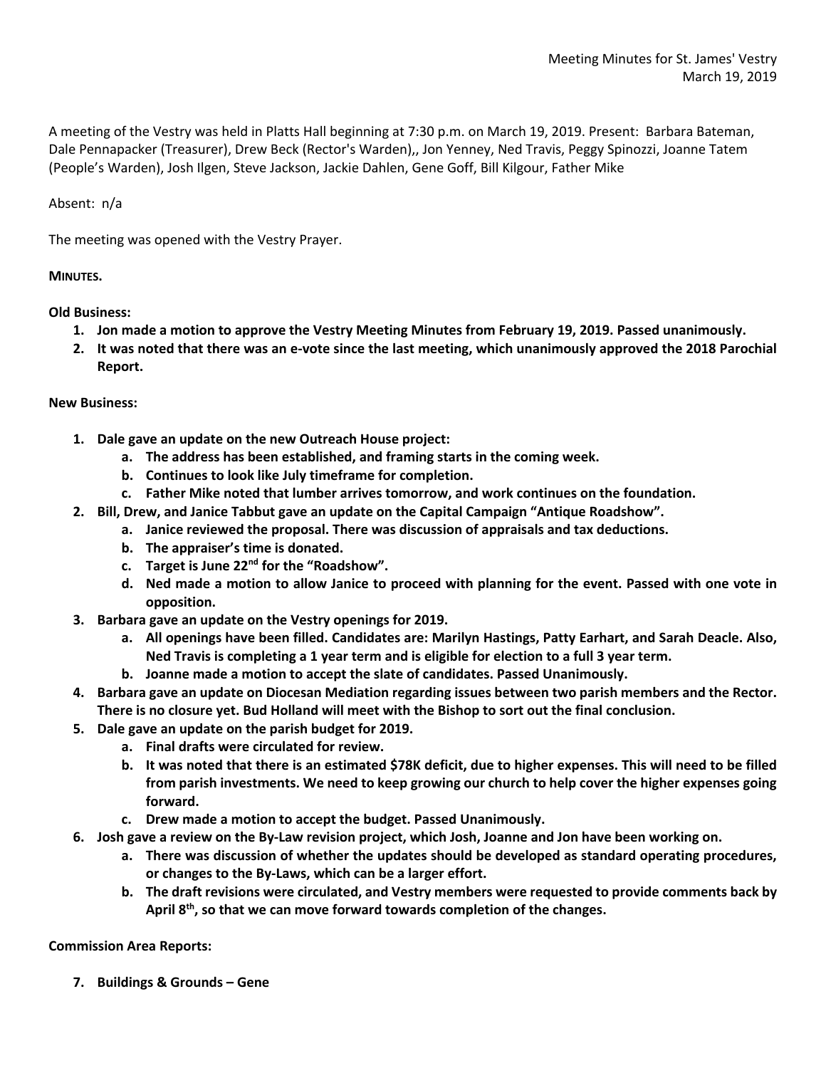Meeting Minutes for St. James' Vestry
March 19, 2019

A meeting of the Vestry was held in Platts Hall beginning at 7:30 p.m. on March 19, 2019. Present: Barbara Bateman, Dale Pennapacker (Treasurer), Drew Beck (Rector's Warden),, Jon Yenney, Ned Travis, Peggy Spinozzi, Joanne Tatem (People's Warden), Josh Ilgen, Steve Jackson, Jackie Dahlen, Gene Goff, Bill Kilgour, Father Mike

Absent: n/a

The meeting was opened with the Vestry Prayer.

**MINUTES.**

**Old Business:**

1. **Jon made a motion to approve the Vestry Meeting Minutes from February 19, 2019. Passed unanimously.**
2. **It was noted that there was an e-vote since the last meeting, which unanimously approved the 2018 Parochial Report.**

**New Business:**

1. **Dale gave an update on the new Outreach House project:**
   a. **The address has been established, and framing starts in the coming week.**
   b. **Continues to look like July timeframe for completion.**
   c. **Father Mike noted that lumber arrives tomorrow, and work continues on the foundation.**
2. **Bill, Drew, and Janice Tabbut gave an update on the Capital Campaign "Antique Roadshow".**
   a. **Janice reviewed the proposal. There was discussion of appraisals and tax deductions.**
   b. **The appraiser's time is donated.**
   c. **Target is June 22nd for the "Roadshow".**
   d. **Ned made a motion to allow Janice to proceed with planning for the event. Passed with one vote in opposition.**
3. **Barbara gave an update on the Vestry openings for 2019.**
   a. **All openings have been filled. Candidates are: Marilyn Hastings, Patty Earhart, and Sarah Deacle. Also, Ned Travis is completing a 1 year term and is eligible for election to a full 3 year term.**
   b. **Joanne made a motion to accept the slate of candidates. Passed Unanimously.**
4. **Barbara gave an update on Diocesan Mediation regarding issues between two parish members and the Rector. There is no closure yet. Bud Holland will meet with the Bishop to sort out the final conclusion.**
5. **Dale gave an update on the parish budget for 2019.**
   a. **Final drafts were circulated for review.**
   b. **It was noted that there is an estimated $78K deficit, due to higher expenses. This will need to be filled from parish investments. We need to keep growing our church to help cover the higher expenses going forward.**
   c. **Drew made a motion to accept the budget. Passed Unanimously.**
6. **Josh gave a review on the By-Law revision project, which Josh, Joanne and Jon have been working on.**
   a. **There was discussion of whether the updates should be developed as standard operating procedures, or changes to the By-Laws, which can be a larger effort.**
   b. **The draft revisions were circulated, and Vestry members were requested to provide comments back by April 8th, so that we can move forward towards completion of the changes.**

**Commission Area Reports:**

7. **Buildings & Grounds – Gene**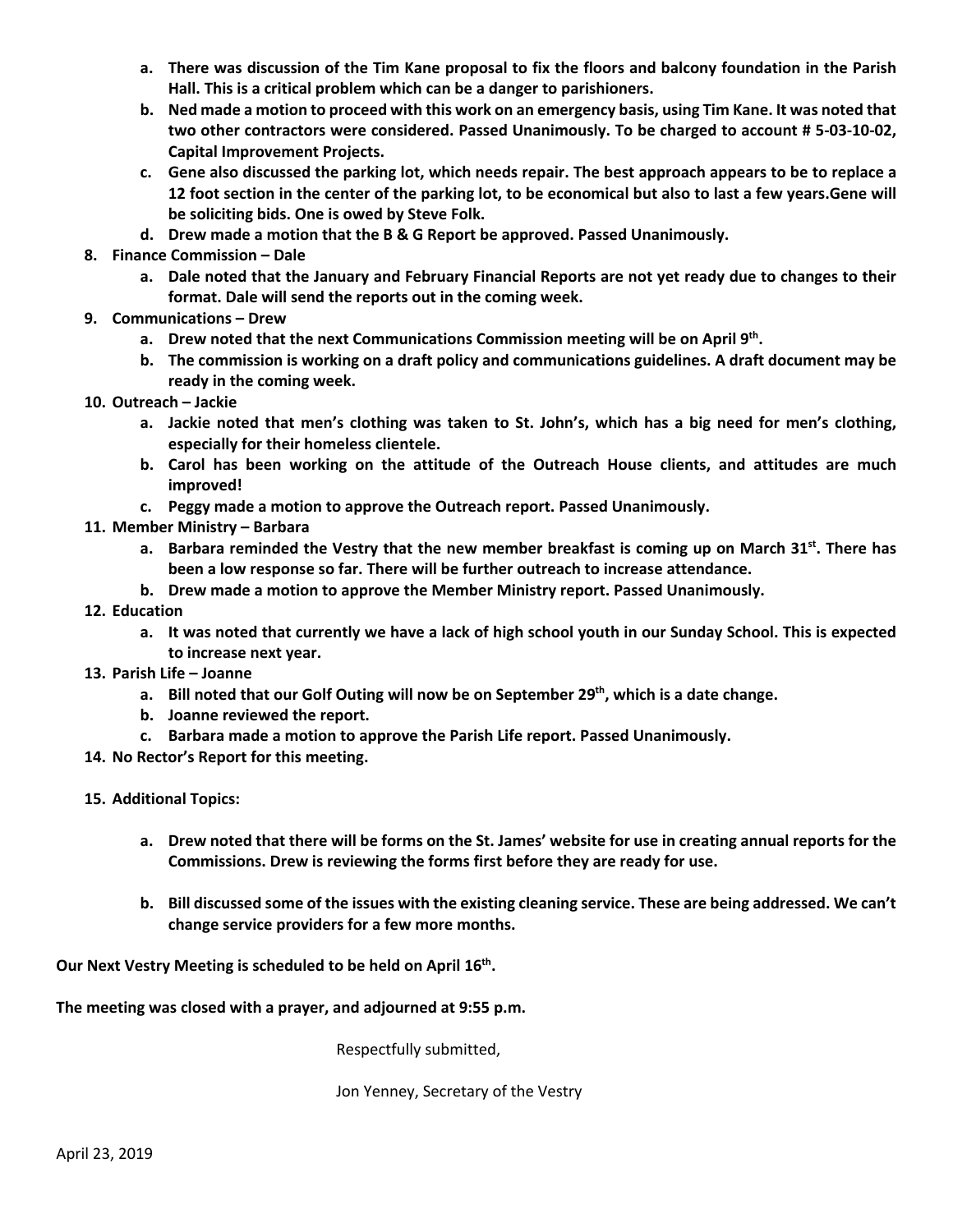a. **There was discussion of the Tim Kane proposal to fix the floors and balcony foundation in the Parish Hall. This is a critical problem which can be a danger to parishioners.**
b. **Ned made a motion to proceed with this work on an emergency basis, using Tim Kane. It was noted that two other contractors were considered. Passed Unanimously. To be charged to account # 5-03-10-02, Capital Improvement Projects.**
c. **Gene also discussed the parking lot, which needs repair. The best approach appears to be to replace a 12 foot section in the center of the parking lot, to be economical but also to last a few years.Gene will be soliciting bids. One is owed by Steve Folk.**
d. **Drew made a motion that the B & G Report be approved. Passed Unanimously.**

8. **Finance Commission – Dale**
   a. **Dale noted that the January and February Financial Reports are not yet ready due to changes to their format. Dale will send the reports out in the coming week.**
9. **Communications – Drew**
   a. **Drew noted that the next Communications Commission meeting will be on April 9th.**
   b. **The commission is working on a draft policy and communications guidelines. A draft document may be ready in the coming week.**
10. **Outreach – Jackie**
    a. **Jackie noted that men's clothing was taken to St. John's, which has a big need for men's clothing, especially for their homeless clientele.**
    b. **Carol has been working on the attitude of the Outreach House clients, and attitudes are much improved!**
    c. **Peggy made a motion to approve the Outreach report. Passed Unanimously.**
11. **Member Ministry – Barbara**
    a. **Barbara reminded the Vestry that the new member breakfast is coming up on March 31st. There has been a low response so far. There will be further outreach to increase attendance.**
    b. **Drew made a motion to approve the Member Ministry report. Passed Unanimously.**
12. **Education**
    a. **It was noted that currently we have a lack of high school youth in our Sunday School. This is expected to increase next year.**
13. **Parish Life – Joanne**
    a. **Bill noted that our Golf Outing will now be on September 29th, which is a date change.**
    b. **Joanne reviewed the report.**
    c. **Barbara made a motion to approve the Parish Life report. Passed Unanimously.**
14. **No Rector's Report for this meeting.**
15. **Additional Topics:**
    a. **Drew noted that there will be forms on the St. James' website for use in creating annual reports for the Commissions. Drew is reviewing the forms first before they are ready for use.**
    b. **Bill discussed some of the issues with the existing cleaning service. These are being addressed. We can't change service providers for a few more months.**

**Our Next Vestry Meeting is scheduled to be held on April 16th.**

**The meeting was closed with a prayer, and adjourned at 9:55 p.m.**

Respectfully submitted,

Jon Yenney, Secretary of the Vestry

April 23, 2019